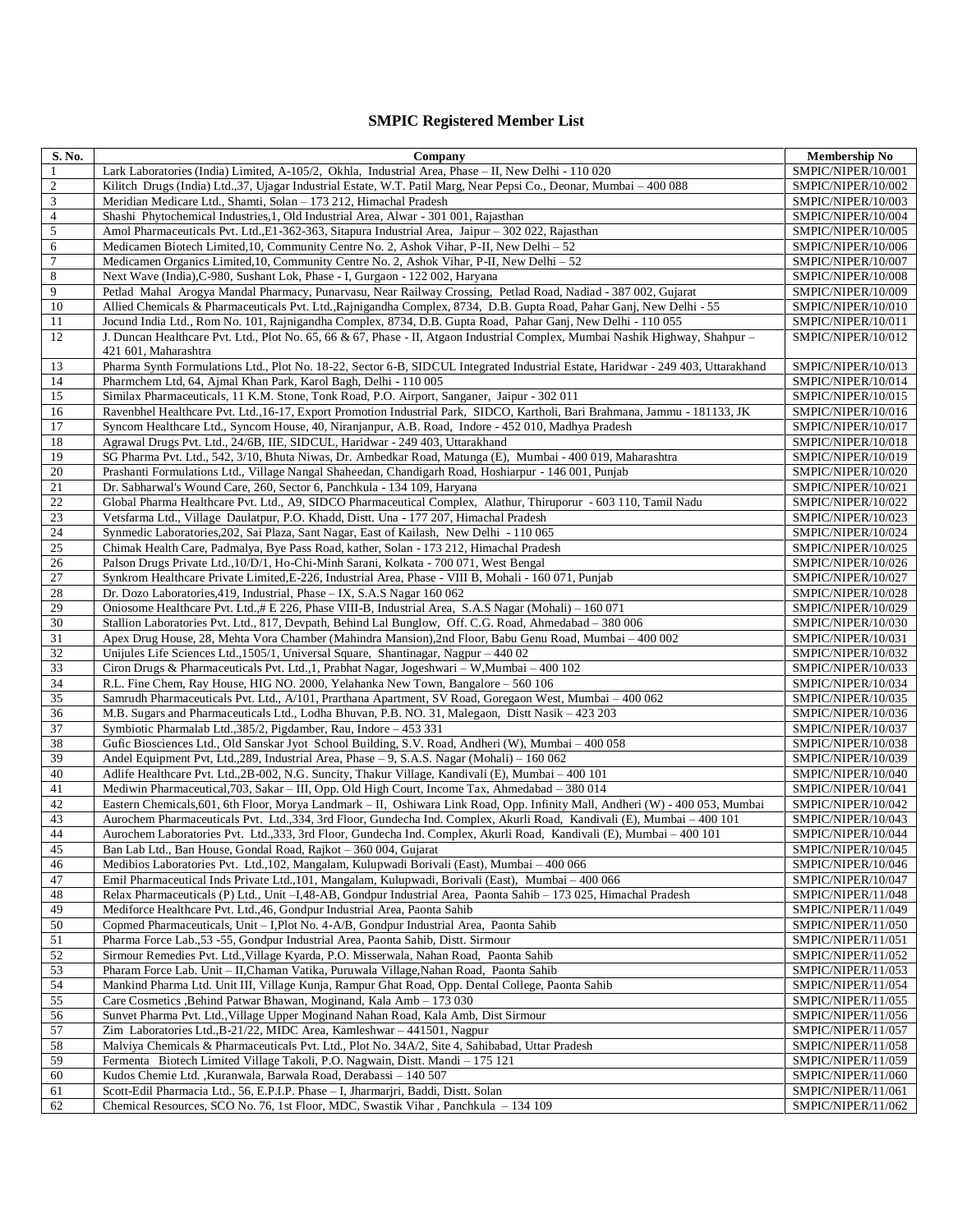# SMPIC Registered Member List

| S. No. | Company | Membership No |
|---|---|---|
| 1 | Lark Laboratories (India) Limited, A-105/2, Okhla, Industrial Area, Phase – II, New Delhi - 110 020 | SMPIC/NIPER/10/001 |
| 2 | Kilitch Drugs (India) Ltd.,37, Ujagar Industrial Estate, W.T. Patil Marg, Near Pepsi Co., Deonar, Mumbai – 400 088 | SMPIC/NIPER/10/002 |
| 3 | Meridian Medicare Ltd., Shamti, Solan – 173 212, Himachal Pradesh | SMPIC/NIPER/10/003 |
| 4 | Shashi Phytochemical Industries,1, Old Industrial Area, Alwar - 301 001, Rajasthan | SMPIC/NIPER/10/004 |
| 5 | Amol Pharmaceuticals Pvt. Ltd.,E1-362-363, Sitapura Industrial Area, Jaipur – 302 022, Rajasthan | SMPIC/NIPER/10/005 |
| 6 | Medicamen Biotech Limited,10, Community Centre No. 2, Ashok Vihar, P-II, New Delhi – 52 | SMPIC/NIPER/10/006 |
| 7 | Medicamen Organics Limited,10, Community Centre No. 2, Ashok Vihar, P-II, New Delhi – 52 | SMPIC/NIPER/10/007 |
| 8 | Next Wave (India),C-980, Sushant Lok, Phase - I, Gurgaon - 122 002, Haryana | SMPIC/NIPER/10/008 |
| 9 | Petlad Mahal Arogya Mandal Pharmacy, Punarvasu, Near Railway Crossing, Petlad Road, Nadiad - 387 002, Gujarat | SMPIC/NIPER/10/009 |
| 10 | Allied Chemicals & Pharmaceuticals Pvt. Ltd.,Rajnigandha Complex, 8734, D.B. Gupta Road, Pahar Ganj, New Delhi - 55 | SMPIC/NIPER/10/010 |
| 11 | Jocund India Ltd., Rom No. 101, Rajnigandha Complex, 8734, D.B. Gupta Road, Pahar Ganj, New Delhi - 110 055 | SMPIC/NIPER/10/011 |
| 12 | J. Duncan Healthcare Pvt. Ltd., Plot No. 65, 66 & 67, Phase - II, Atgaon Industrial Complex, Mumbai Nashik Highway, Shahpur – 421 601, Maharashtra | SMPIC/NIPER/10/012 |
| 13 | Pharma Synth Formulations Ltd., Plot No. 18-22, Sector 6-B, SIDCUL Integrated Industrial Estate, Haridwar - 249 403, Uttarakhand | SMPIC/NIPER/10/013 |
| 14 | Pharmchem Ltd, 64, Ajmal Khan Park, Karol Bagh, Delhi - 110 005 | SMPIC/NIPER/10/014 |
| 15 | Similax Pharmaceuticals, 11 K.M. Stone, Tonk Road, P.O. Airport, Sanganer, Jaipur - 302 011 | SMPIC/NIPER/10/015 |
| 16 | Ravenbhel Healthcare Pvt. Ltd.,16-17, Export Promotion Industrial Park, SIDCO, Kartholi, Bari Brahmana, Jammu - 181133, JK | SMPIC/NIPER/10/016 |
| 17 | Syncom Healthcare Ltd., Syncom House, 40, Niranjanpur, A.B. Road, Indore - 452 010, Madhya Pradesh | SMPIC/NIPER/10/017 |
| 18 | Agrawal Drugs Pvt. Ltd., 24/6B, IIE, SIDCUL, Haridwar - 249 403, Uttarakhand | SMPIC/NIPER/10/018 |
| 19 | SG Pharma Pvt. Ltd., 542, 3/10, Bhuta Niwas, Dr. Ambedkar Road, Matunga (E), Mumbai - 400 019, Maharashtra | SMPIC/NIPER/10/019 |
| 20 | Prashanti Formulations Ltd., Village Nangal Shaheedan, Chandigarh Road, Hoshiarpur - 146 001, Punjab | SMPIC/NIPER/10/020 |
| 21 | Dr. Sabharwal's Wound Care, 260, Sector 6, Panchkula - 134 109, Haryana | SMPIC/NIPER/10/021 |
| 22 | Global Pharma Healthcare Pvt. Ltd., A9, SIDCO Pharmaceutical Complex, Alathur, Thiruporur - 603 110, Tamil Nadu | SMPIC/NIPER/10/022 |
| 23 | Vetsfarma Ltd., Village Daulatpur, P.O. Khadd, Distt. Una - 177 207, Himachal Pradesh | SMPIC/NIPER/10/023 |
| 24 | Synmedic Laboratories,202, Sai Plaza, Sant Nagar, East of Kailash, New Delhi - 110 065 | SMPIC/NIPER/10/024 |
| 25 | Chimak Health Care, Padmalya, Bye Pass Road, kather, Solan - 173 212, Himachal Pradesh | SMPIC/NIPER/10/025 |
| 26 | Palson Drugs Private Ltd.,10/D/1, Ho-Chi-Minh Sarani, Kolkata - 700 071, West Bengal | SMPIC/NIPER/10/026 |
| 27 | Synkrom Healthcare Private Limited,E-226, Industrial Area, Phase - VIII B, Mohali - 160 071, Punjab | SMPIC/NIPER/10/027 |
| 28 | Dr. Dozo Laboratories,419, Industrial, Phase – IX, S.A.S Nagar 160 062 | SMPIC/NIPER/10/028 |
| 29 | Oniosome Healthcare Pvt. Ltd.,# E 226, Phase VIII-B, Industrial Area, S.A.S Nagar (Mohali) – 160 071 | SMPIC/NIPER/10/029 |
| 30 | Stallion Laboratories Pvt. Ltd., 817, Devpath, Behind Lal Bunglow, Off. C.G. Road, Ahmedabad – 380 006 | SMPIC/NIPER/10/030 |
| 31 | Apex Drug House, 28, Mehta Vora Chamber (Mahindra Mansion),2nd Floor, Babu Genu Road, Mumbai – 400 002 | SMPIC/NIPER/10/031 |
| 32 | Unijules Life Sciences Ltd.,1505/1, Universal Square, Shantinagar, Nagpur – 440 02 | SMPIC/NIPER/10/032 |
| 33 | Ciron Drugs & Pharmaceuticals Pvt. Ltd.,1, Prabhat Nagar, Jogeshwari – W,Mumbai – 400 102 | SMPIC/NIPER/10/033 |
| 34 | R.L. Fine Chem, Ray House, HIG NO. 2000, Yelahanka New Town, Bangalore – 560 106 | SMPIC/NIPER/10/034 |
| 35 | Samrudh Pharmaceuticals Pvt. Ltd., A/101, Prarthana Apartment, SV Road, Goregaon West, Mumbai – 400 062 | SMPIC/NIPER/10/035 |
| 36 | M.B. Sugars and Pharmaceuticals Ltd., Lodha Bhuvan, P.B. NO. 31, Malegaon, Distt Nasik – 423 203 | SMPIC/NIPER/10/036 |
| 37 | Symbiotic Pharmalab Ltd.,385/2, Pigdamber, Rau, Indore – 453 331 | SMPIC/NIPER/10/037 |
| 38 | Gufic Biosciences Ltd., Old Sanskar Jyot School Building, S.V. Road, Andheri (W), Mumbai – 400 058 | SMPIC/NIPER/10/038 |
| 39 | Andel Equipment Pvt. Ltd.,289, Industrial Area, Phase – 9, S.A.S. Nagar (Mohali) – 160 062 | SMPIC/NIPER/10/039 |
| 40 | Adlife Healthcare Pvt. Ltd.,2B-002, N.G. Suncity, Thakur Village, Kandivali (E), Mumbai – 400 101 | SMPIC/NIPER/10/040 |
| 41 | Mediwin Pharmaceutical,703, Sakar – III, Opp. Old High Court, Income Tax, Ahmedabad – 380 014 | SMPIC/NIPER/10/041 |
| 42 | Eastern Chemicals,601, 6th Floor, Morya Landmark – II, Oshiwara Link Road, Opp. Infinity Mall, Andheri (W) - 400 053, Mumbai | SMPIC/NIPER/10/042 |
| 43 | Aurochem Pharmaceuticals Pvt. Ltd.,334, 3rd Floor, Gundecha Ind. Complex, Akurli Road, Kandivali (E), Mumbai – 400 101 | SMPIC/NIPER/10/043 |
| 44 | Aurochem Laboratories Pvt. Ltd.,333, 3rd Floor, Gundecha Ind. Complex, Akurli Road, Kandivali (E), Mumbai – 400 101 | SMPIC/NIPER/10/044 |
| 45 | Ban Lab Ltd., Ban House, Gondal Road, Rajkot – 360 004, Gujarat | SMPIC/NIPER/10/045 |
| 46 | Medibios Laboratories Pvt. Ltd.,102, Mangalam, Kulupwadi Borivali (East), Mumbai – 400 066 | SMPIC/NIPER/10/046 |
| 47 | Emil Pharmaceutical Inds Private Ltd.,101, Mangalam, Kulupwadi, Borivali (East), Mumbai – 400 066 | SMPIC/NIPER/10/047 |
| 48 | Relax Pharmaceuticals (P) Ltd., Unit –I,48-AB, Gondpur Industrial Area, Paonta Sahib – 173 025, Himachal Pradesh | SMPIC/NIPER/11/048 |
| 49 | Mediforce Healthcare Pvt. Ltd.,46, Gondpur Industrial Area, Paonta Sahib | SMPIC/NIPER/11/049 |
| 50 | Copmed Pharmaceuticals, Unit – I,Plot No. 4-A/B, Gondpur Industrial Area, Paonta Sahib | SMPIC/NIPER/11/050 |
| 51 | Pharma Force Lab.,53 -55, Gondpur Industrial Area, Paonta Sahib, Distt. Sirmour | SMPIC/NIPER/11/051 |
| 52 | Sirmour Remedies Pvt. Ltd.,Village Kyarda, P.O. Misserwala, Nahan Road, Paonta Sahib | SMPIC/NIPER/11/052 |
| 53 | Pharam Force Lab. Unit – II,Chaman Vatika, Puruwala Village,Nahan Road, Paonta Sahib | SMPIC/NIPER/11/053 |
| 54 | Mankind Pharma Ltd. Unit III, Village Kunja, Rampur Ghat Road, Opp. Dental College, Paonta Sahib | SMPIC/NIPER/11/054 |
| 55 | Care Cosmetics ,Behind Patwar Bhawan, Moginand, Kala Amb – 173 030 | SMPIC/NIPER/11/055 |
| 56 | Sunvet Pharma Pvt. Ltd.,Village Upper Moginand Nahan Road, Kala Amb, Dist Sirmour | SMPIC/NIPER/11/056 |
| 57 | Zim Laboratories Ltd.,B-21/22, MIDC Area, Kamleshwar – 441501, Nagpur | SMPIC/NIPER/11/057 |
| 58 | Malviya Chemicals & Pharmaceuticals Pvt. Ltd., Plot No. 34A/2, Site 4, Sahibabad, Uttar Pradesh | SMPIC/NIPER/11/058 |
| 59 | Fermenta Biotech Limited Village Takoli, P.O. Nagwain, Distt. Mandi – 175 121 | SMPIC/NIPER/11/059 |
| 60 | Kudos Chemie Ltd. ,Kuranwala, Barwala Road, Derabassi – 140 507 | SMPIC/NIPER/11/060 |
| 61 | Scott-Edil Pharmacia Ltd., 56, E.P.I.P. Phase – I, Jharmarjri, Baddi, Distt. Solan | SMPIC/NIPER/11/061 |
| 62 | Chemical Resources, SCO No. 76, 1st Floor, MDC, Swastik Vihar , Panchkula – 134 109 | SMPIC/NIPER/11/062 |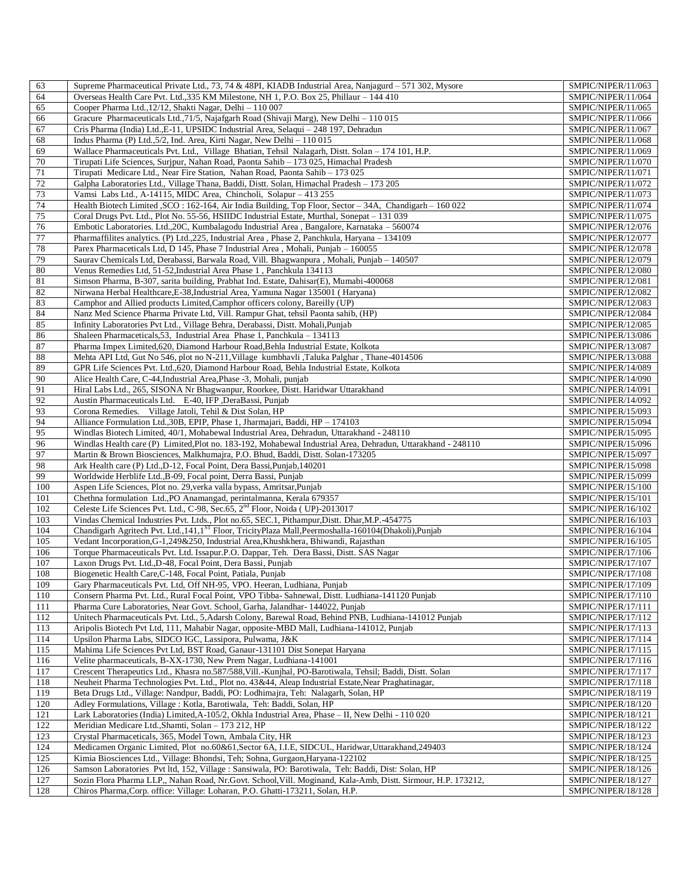| 63 | Supreme Pharmaceutical Private Ltd., 73, 74 & 48PI, KIADB Industrial Area, Nanjagurd – 571 302, Mysore | SMPIC/NIPER/11/063 |
|---|---|---|
| 64 | Overseas Health Care Pvt. Ltd.,335 KM Milestone, NH 1, P.O. Box 25, Phillaur – 144 410 | SMPIC/NIPER/11/064 |
| 65 | Cooper Pharma Ltd.,12/12, Shakti Nagar, Delhi – 110 007 | SMPIC/NIPER/11/065 |
| 66 | Gracure Pharmaceuticals Ltd.,71/5, Najafgarh Road (Shivaji Marg), New Delhi – 110 015 | SMPIC/NIPER/11/066 |
| 67 | Cris Pharma (India) Ltd.,E-11, UPSIDC Industrial Area, Selaqui – 248 197, Dehradun | SMPIC/NIPER/11/067 |
| 68 | Indus Pharma (P) Ltd.,5/2, Ind. Area, Kirti Nagar, New Delhi – 110 015 | SMPIC/NIPER/11/068 |
| 69 | Wallace Pharmaceuticals Pvt. Ltd., Village Bhatian, Tehsil Nalagarh, Distt. Solan – 174 101, H.P. | SMPIC/NIPER/11/069 |
| 70 | Tirupati Life Sciences, Surjpur, Nahan Road, Paonta Sahib – 173 025, Himachal Pradesh | SMPIC/NIPER/11/070 |
| 71 | Tirupati Medicare Ltd., Near Fire Station, Nahan Road, Paonta Sahib – 173 025 | SMPIC/NIPER/11/071 |
| 72 | Galpha Laboratories Ltd., Village Thana, Baddi, Distt. Solan, Himachal Pradesh – 173 205 | SMPIC/NIPER/11/072 |
| 73 | Vamsi Labs Ltd., A-14115, MIDC Area, Chincholi, Solapur – 413 255 | SMPIC/NIPER/11/073 |
| 74 | Health Biotech Limited ,SCO : 162-164, Air India Building, Top Floor, Sector – 34A, Chandigarh – 160 022 | SMPIC/NIPER/11/074 |
| 75 | Coral Drugs Pvt. Ltd., Plot No. 55-56, HSIIDC Industrial Estate, Murthal, Sonepat – 131 039 | SMPIC/NIPER/11/075 |
| 76 | Embotic Laboratories. Ltd.,20C, Kumbalagodu Industrial Area , Bangalore, Karnataka – 560074 | SMPIC/NIPER/12/076 |
| 77 | Pharmaffilites analytics. (P) Ltd.,225, Industrial Area , Phase 2, Panchkula, Haryana – 134109 | SMPIC/NIPER/12/077 |
| 78 | Parex Pharmaceticals Ltd, D 145, Phase 7 Industrial Area , Mohali, Punjab – 160055 | SMPIC/NIPER/12/078 |
| 79 | Saurav Chemicals Ltd, Derabassi, Barwala Road, Vill. Bhagwanpura , Mohali, Punjab – 140507 | SMPIC/NIPER/12/079 |
| 80 | Venus Remedies Ltd, 51-52,Industrial Area Phase 1 , Panchkula 134113 | SMPIC/NIPER/12/080 |
| 81 | Simson Pharma, B-307, sarita building, Prabhat Ind. Estate, Dahisar(E), Mumabi-400068 | SMPIC/NIPER/12/081 |
| 82 | Nirwana Herbal Healthcare,E-38,Industrial Area, Yamuna Nagar 135001 ( Haryana) | SMPIC/NIPER/12/082 |
| 83 | Camphor and Allied products Limited,Camphor officers colony, Bareilly (UP) | SMPIC/NIPER/12/083 |
| 84 | Nanz Med Science Pharma Private Ltd, Vill. Rampur Ghat, tehsil Paonta sahib, (HP) | SMPIC/NIPER/12/084 |
| 85 | Infinity Laboratories Pvt Ltd., Village Behra, Derabassi, Distt. Mohali,Punjab | SMPIC/NIPER/12/085 |
| 86 | Shaleen Pharmaceticals,53, Industrial Area Phase 1, Panchkula – 134113 | SMPIC/NIPER/13/086 |
| 87 | Pharma Impex Limited,620, Diamond Harbour Road,Behla Industrial Estate, Kolkota | SMPIC/NIPER/13/087 |
| 88 | Mehta API Ltd, Gut No 546, plot no N-211,Village kumbhavli ,Taluka Palghar , Thane-4014506 | SMPIC/NIPER/13/088 |
| 89 | GPR Life Sciences Pvt. Ltd.,620, Diamond Harbour Road, Behla Industrial Estate, Kolkota | SMPIC/NIPER/14/089 |
| 90 | Alice Health Care, C-44,Industrial Area,Phase -3, Mohali, punjab | SMPIC/NIPER/14/090 |
| 91 | Hiral Labs Ltd., 265, SISONA Nr Bhagwanpur, Roorkee, Distt. Haridwar Uttarakhand | SMPIC/NIPER/14/091 |
| 92 | Austin Pharmaceuticals Ltd. E-40, IFP ,DeraBassi, Punjab | SMPIC/NIPER/14/092 |
| 93 | Corona Remedies. Village Jatoli, Tehil & Dist Solan, HP | SMPIC/NIPER/15/093 |
| 94 | Alliance Formulation Ltd.,30B, EPIP, Phase 1, Jharmajari, Baddi, HP – 174103 | SMPIC/NIPER/15/094 |
| 95 | Windlas Biotech Limited, 40/1, Mohabewal Industrial Area, Dehradun, Uttarakhand - 248110 | SMPIC/NIPER/15/095 |
| 96 | Windlas Health care (P) Limited,Plot no. 183-192, Mohabewal Industrial Area, Dehradun, Uttarakhand - 248110 | SMPIC/NIPER/15/096 |
| 97 | Martin & Brown Biosciences, Malkhumajra, P.O. Bhud, Baddi, Distt. Solan-173205 | SMPIC/NIPER/15/097 |
| 98 | Ark Health care (P) Ltd.,D-12, Focal Point, Dera Bassi,Punjab,140201 | SMPIC/NIPER/15/098 |
| 99 | Worldwide Herblife Ltd.,B-09, Focal point, Derra Bassi, Punjab | SMPIC/NIPER/15/099 |
| 100 | Aspen Life Sciences, Plot no. 29,verka valla bypass, Amritsar,Punjab | SMPIC/NIPER/15/100 |
| 101 | Chethna formulation Ltd.,PO Anamangad, perintalmanna, Kerala 679357 | SMPIC/NIPER/15/101 |
| 102 | Celeste Life Sciences Pvt. Ltd., C-98, Sec.65, 2nd Floor, Noida ( UP)-2013017 | SMPIC/NIPER/16/102 |
| 103 | Vindas Chemical Industries Pvt. Ltds., Plot no.65, SEC.1, Pithampur,Distt. Dhar,M.P.-454775 | SMPIC/NIPER/16/103 |
| 104 | Chandigarh Agritech Pvt. Ltd.,141,1ST Floor, TricityPlaza Mall,Peermoshalla-160104(Dhakoli),Punjab | SMPIC/NIPER/16/104 |
| 105 | Vedant Incorporation,G-1,249&250, Industrial Area,Khushkhera, Bhiwandi, Rajasthan | SMPIC/NIPER/16/105 |
| 106 | Torque Pharmaceuticals Pvt. Ltd. Issapur.P.O. Dappar, Teh. Dera Bassi, Distt. SAS Nagar | SMPIC/NIPER/17/106 |
| 107 | Laxon Drugs Pvt. Ltd.,D-48, Focal Point, Dera Bassi, Punjab | SMPIC/NIPER/17/107 |
| 108 | Biogenetic Health Care,C-148, Focal Point, Patiala, Punjab | SMPIC/NIPER/17/108 |
| 109 | Gary Pharmaceuticals Pvt. Ltd, Off NH-95, VPO. Heeran, Ludhiana, Punjab | SMPIC/NIPER/17/109 |
| 110 | Consern Pharma Pvt. Ltd., Rural Focal Point, VPO Tibba- Sahnewal, Distt. Ludhiana-141120 Punjab | SMPIC/NIPER/17/110 |
| 111 | Pharma Cure Laboratories, Near Govt. School, Garha, Jalandhar- 144022, Punjab | SMPIC/NIPER/17/111 |
| 112 | Unitech Pharmaceuticals Pvt. Ltd., 5,Adarsh Colony, Barewal Road, Behind PNB, Ludhiana-141012 Punjab | SMPIC/NIPER/17/112 |
| 113 | Aripolis Biotech Pvt Ltd, 111, Mahabir Nagar, opposite-MBD Mall, Ludhiana-141012, Punjab | SMPIC/NIPER/17/113 |
| 114 | Upsilon Pharma Labs, SIDCO IGC, Lassipora, Pulwama, J&K | SMPIC/NIPER/17/114 |
| 115 | Mahima Life Sciences Pvt Ltd, BST Road, Ganaur-131101 Dist Sonepat Haryana | SMPIC/NIPER/17/115 |
| 116 | Velite pharmaceuticals, B-XX-1730, New Prem Nagar, Ludhiana-141001 | SMPIC/NIPER/17/116 |
| 117 | Crescent Therapeutics Ltd., Khasra no.587/588,Vill.-Kunjhal, PO-Barotiwala, Tehsil; Baddi, Distt. Solan | SMPIC/NIPER/17/117 |
| 118 | Neuheit Pharma Technologies Pvt. Ltd., Plot no. 43&44, Aleap Industrial Estate,Near Praghatinagar, | SMPIC/NIPER/17/118 |
| 119 | Beta Drugs Ltd., Village: Nandpur, Baddi, PO: Lodhimajra, Teh: Nalagarh, Solan, HP | SMPIC/NIPER/18/119 |
| 120 | Adley Formulations, Village : Kotla, Barotiwala, Teh: Baddi, Solan, HP | SMPIC/NIPER/18/120 |
| 121 | Lark Laboratories (India) Limited,A-105/2, Okhla Industrial Area, Phase – II, New Delhi - 110 020 | SMPIC/NIPER/18/121 |
| 122 | Meridian Medicare Ltd.,Shamti, Solan – 173 212, HP | SMPIC/NIPER/18/122 |
| 123 | Crystal Pharmaceticals, 365, Model Town, Ambala City, HR | SMPIC/NIPER/18/123 |
| 124 | Medicamen Organic Limited, Plot no.60&61,Sector 6A, I.I.E, SIDCUL, Haridwar,Uttarakhand,249403 | SMPIC/NIPER/18/124 |
| 125 | Kimia Biosciences Ltd., Village: Bhondsi, Teh; Sohna, Gurgaon,Haryana-122102 | SMPIC/NIPER/18/125 |
| 126 | Samson Laboratories Pvt ltd, 152, Village : Sansiwala, PO: Barotiwala, Teh: Baddi, Dist: Solan, HP | SMPIC/NIPER/18/126 |
| 127 | Sozin Flora Pharma LLP,, Nahan Road, Nr.Govt. School,Vill. Moginand, Kala-Amb, Distt. Sirmour, H.P. 173212, | SMPIC/NIPER/18/127 |
| 128 | Chiros Pharma,Corp. office: Village: Loharan, P.O. Ghatti-173211, Solan, H.P. | SMPIC/NIPER/18/128 |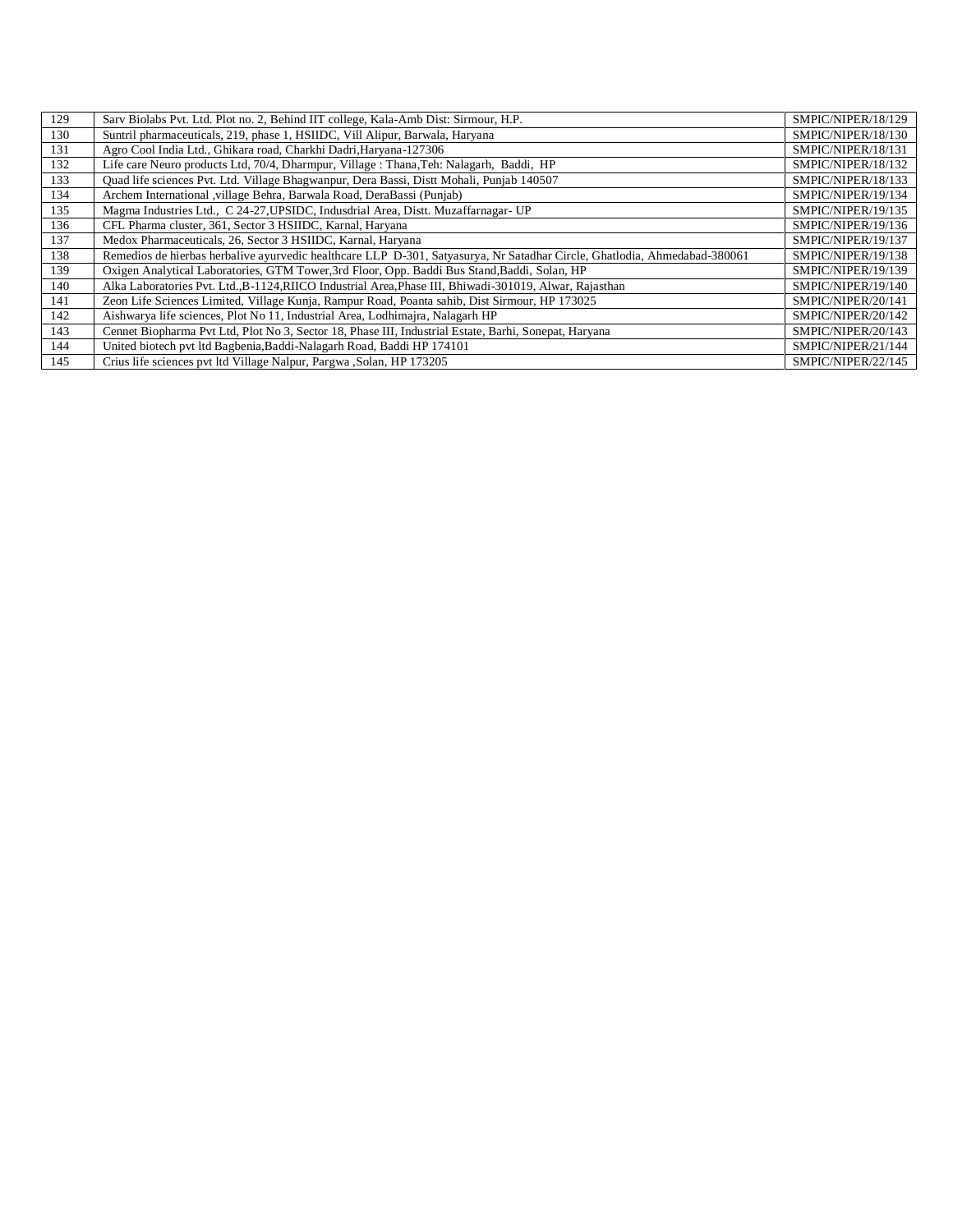| | | |
|---|---|---|
| 129 | Sarv Biolabs Pvt. Ltd. Plot no. 2, Behind IIT college, Kala-Amb Dist: Sirmour, H.P. | SMPIC/NIPER/18/129 |
| 130 | Suntril pharmaceuticals, 219, phase 1, HSIIDC, Vill Alipur, Barwala, Haryana | SMPIC/NIPER/18/130 |
| 131 | Agro Cool India Ltd., Ghikara road, Charkhi Dadri,Haryana-127306 | SMPIC/NIPER/18/131 |
| 132 | Life care Neuro products Ltd, 70/4, Dharmpur, Village : Thana,Teh: Nalagarh, Baddi, HP | SMPIC/NIPER/18/132 |
| 133 | Quad life sciences Pvt. Ltd. Village Bhagwanpur, Dera Bassi, Distt Mohali, Punjab 140507 | SMPIC/NIPER/18/133 |
| 134 | Archem International ,village Behra, Barwala Road, DeraBassi (Punjab) | SMPIC/NIPER/19/134 |
| 135 | Magma Industries Ltd., C 24-27,UPSIDC, Indusdrial Area, Distt. Muzaffarnagar- UP | SMPIC/NIPER/19/135 |
| 136 | CFL Pharma cluster, 361, Sector 3 HSIIDC, Karnal, Haryana | SMPIC/NIPER/19/136 |
| 137 | Medox Pharmaceuticals, 26, Sector 3 HSIIDC, Karnal, Haryana | SMPIC/NIPER/19/137 |
| 138 | Remedios de hierbas herbalive ayurvedic healthcare LLP D-301, Satyasurya, Nr Satadhar Circle, Ghatlodia, Ahmedabad-380061 | SMPIC/NIPER/19/138 |
| 139 | Oxigen Analytical Laboratories, GTM Tower,3rd Floor, Opp. Baddi Bus Stand,Baddi, Solan, HP | SMPIC/NIPER/19/139 |
| 140 | Alka Laboratories Pvt. Ltd.,B-1124,RIICO Industrial Area,Phase III, Bhiwadi-301019, Alwar, Rajasthan | SMPIC/NIPER/19/140 |
| 141 | Zeon Life Sciences Limited, Village Kunja, Rampur Road, Poanta sahib, Dist Sirmour, HP 173025 | SMPIC/NIPER/20/141 |
| 142 | Aishwarya life sciences, Plot No 11, Industrial Area, Lodhimajra, Nalagarh HP | SMPIC/NIPER/20/142 |
| 143 | Cennet Biopharma Pvt Ltd, Plot No 3, Sector 18, Phase III, Industrial Estate, Barhi, Sonepat, Haryana | SMPIC/NIPER/20/143 |
| 144 | United biotech pvt ltd Bagbenia,Baddi-Nalagarh Road, Baddi HP 174101 | SMPIC/NIPER/21/144 |
| 145 | Crius life sciences pvt ltd Village Nalpur, Pargwa ,Solan, HP 173205 | SMPIC/NIPER/22/145 |